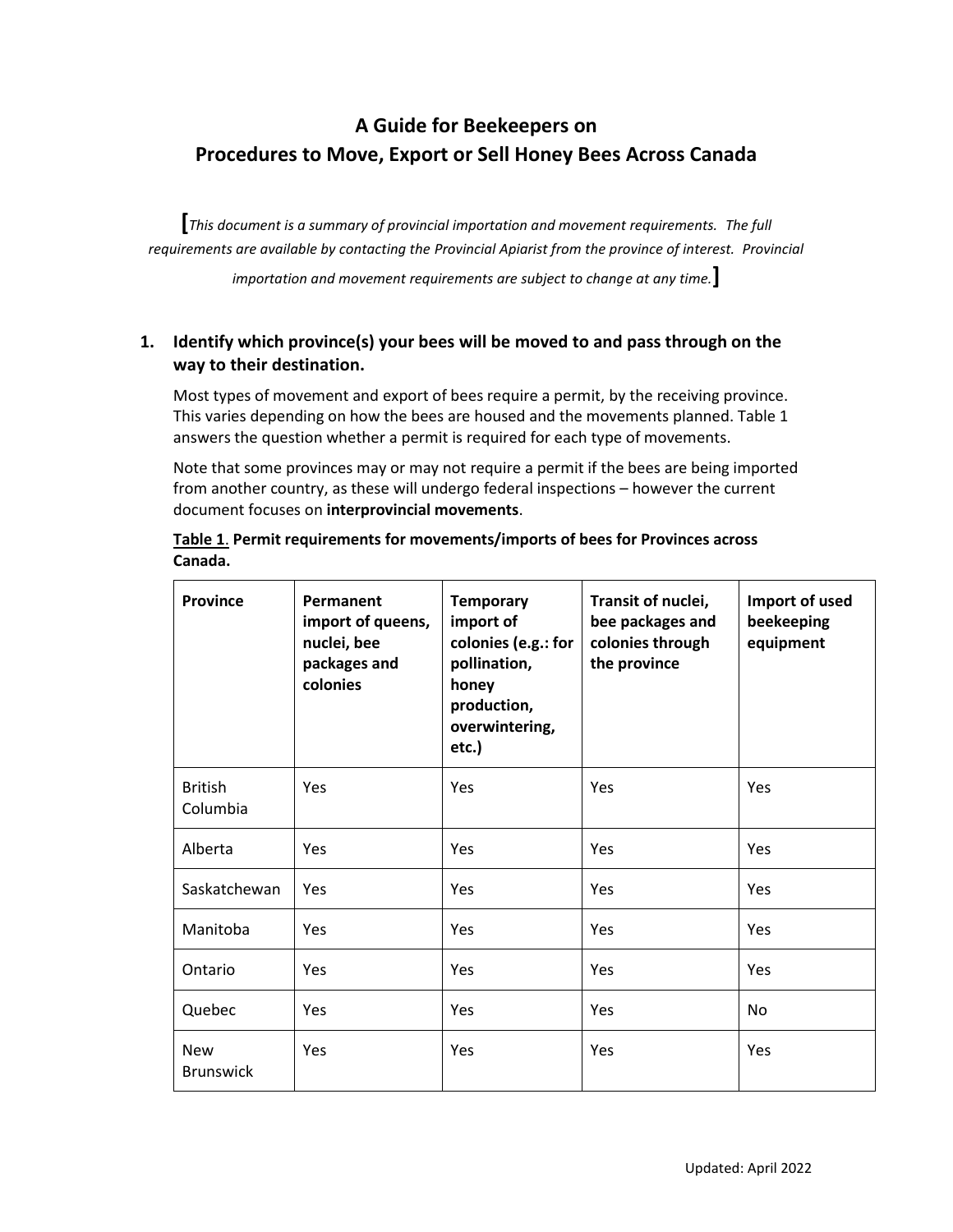# A Guide for Beekeepers on
# Procedures to Move, Export or Sell Honey Bees Across Canada

*[This document is a summary of provincial importation and movement requirements. The full requirements are available by contacting the Provincial Apiarist from the province of interest. Provincial importation and movement requirements are subject to change at any time.]*

## 1. Identify which province(s) your bees will be moved to and pass through on the way to their destination.

Most types of movement and export of bees require a permit, by the receiving province. This varies depending on how the bees are housed and the movements planned. Table 1 answers the question whether a permit is required for each type of movements.

Note that some provinces may or may not require a permit if the bees are being imported from another country, as these will undergo federal inspections – however the current document focuses on **interprovincial movements**.

**Table 1. Permit requirements for movements/imports of bees for Provinces across Canada.**

| Province | Permanent import of queens, nuclei, bee packages and colonies | Temporary import of colonies (e.g.: for pollination, honey production, overwintering, etc.) | Transit of nuclei, bee packages and colonies through the province | Import of used beekeeping equipment |
|---|---|---|---|---|
| British Columbia | Yes | Yes | Yes | Yes |
| Alberta | Yes | Yes | Yes | Yes |
| Saskatchewan | Yes | Yes | Yes | Yes |
| Manitoba | Yes | Yes | Yes | Yes |
| Ontario | Yes | Yes | Yes | Yes |
| Quebec | Yes | Yes | Yes | No |
| New Brunswick | Yes | Yes | Yes | Yes |

Updated: April 2022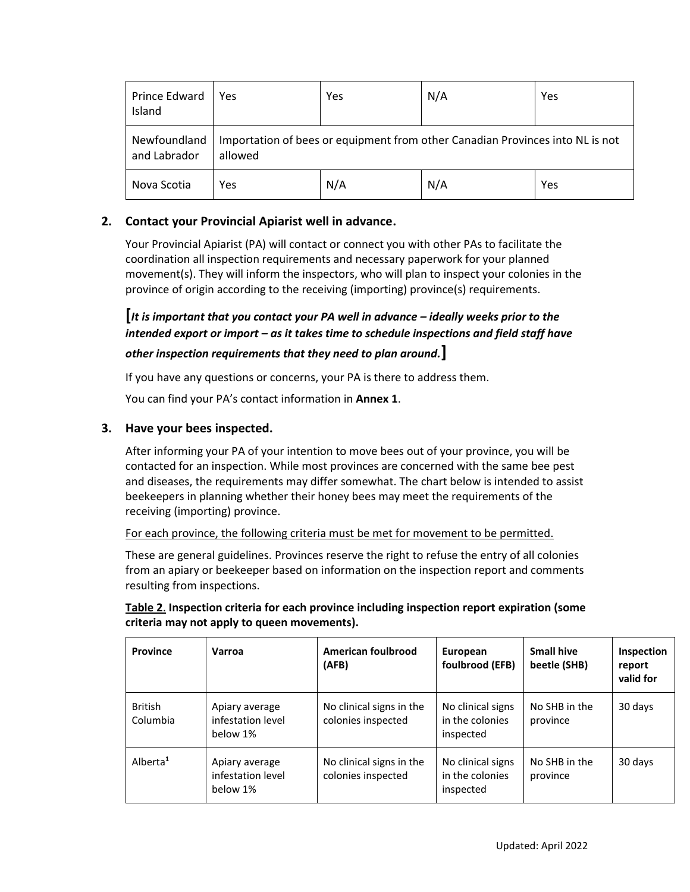| Prince Edward Island | Yes | Yes | N/A | Yes |
|---|---|---|---|---|
| Newfoundland and Labrador | Importation of bees or equipment from other Canadian Provinces into NL is not allowed | | | |
| Nova Scotia | Yes | N/A | N/A | Yes |

## 2. Contact your Provincial Apiarist well in advance.

Your Provincial Apiarist (PA) will contact or connect you with other PAs to facilitate the coordination all inspection requirements and necessary paperwork for your planned movement(s). They will inform the inspectors, who will plan to inspect your colonies in the province of origin according to the receiving (importing) province(s) requirements.

**[*It is important that you contact your PA well in advance – ideally weeks prior to the intended export or import – as it takes time to schedule inspections and field staff have other inspection requirements that they need to plan around.*]**

If you have any questions or concerns, your PA is there to address them.

You can find your PA's contact information in **Annex 1**.

## 3. Have your bees inspected.

After informing your PA of your intention to move bees out of your province, you will be contacted for an inspection. While most provinces are concerned with the same bee pest and diseases, the requirements may differ somewhat. The chart below is intended to assist beekeepers in planning whether their honey bees may meet the requirements of the receiving (importing) province.

For each province, the following criteria must be met for movement to be permitted.

These are general guidelines. Provinces reserve the right to refuse the entry of all colonies from an apiary or beekeeper based on information on the inspection report and comments resulting from inspections.

**Table 2. Inspection criteria for each province including inspection report expiration (some criteria may not apply to queen movements).**

| Province | Varroa | American foulbrood (AFB) | European foulbrood (EFB) | Small hive beetle (SHB) | Inspection report valid for |
|---|---|---|---|---|---|
| British Columbia | Apiary average infestation level below 1% | No clinical signs in the colonies inspected | No clinical signs in the colonies inspected | No SHB in the province | 30 days |
| Alberta[1] | Apiary average infestation level below 1% | No clinical signs in the colonies inspected | No clinical signs in the colonies inspected | No SHB in the province | 30 days |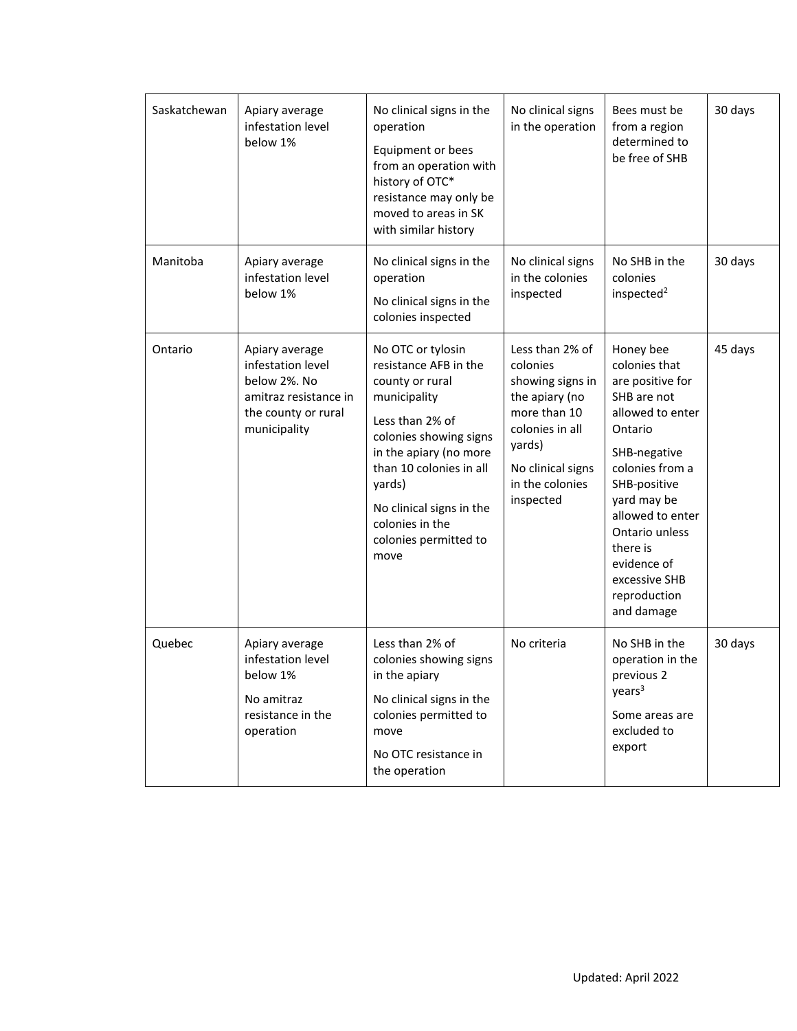| | | | | | |
|---|---|---|---|---|---|
| Saskatchewan | Apiary average infestation level below 1% | No clinical signs in the operation<br><br>Equipment or bees from an operation with history of OTC* resistance may only be moved to areas in SK with similar history | No clinical signs in the operation | Bees must be from a region determined to be free of SHB | 30 days |
| Manitoba | Apiary average infestation level below 1% | No clinical signs in the operation<br><br>No clinical signs in the colonies inspected | No clinical signs in the colonies inspected | No SHB in the colonies inspected[2] | 30 days |
| Ontario | Apiary average infestation level below 2%. No amitraz resistance in the county or rural municipality | No OTC or tylosin resistance AFB in the county or rural municipality<br><br>Less than 2% of colonies showing signs in the apiary (no more than 10 colonies in all yards)<br><br>No clinical signs in the colonies in the colonies permitted to move | Less than 2% of colonies showing signs in the apiary (no more than 10 colonies in all yards)<br><br>No clinical signs in the colonies inspected | Honey bee colonies that are positive for SHB are not allowed to enter Ontario<br><br>SHB-negative colonies from a SHB-positive yard may be allowed to enter Ontario unless there is evidence of excessive SHB reproduction and damage | 45 days |
| Quebec | Apiary average infestation level below 1%<br><br>No amitraz resistance in the operation | Less than 2% of colonies showing signs in the apiary<br><br>No clinical signs in the colonies permitted to move<br><br>No OTC resistance in the operation | No criteria | No SHB in the operation in the previous 2 years[3]<br><br>Some areas are excluded to export | 30 days |

Updated: April 2022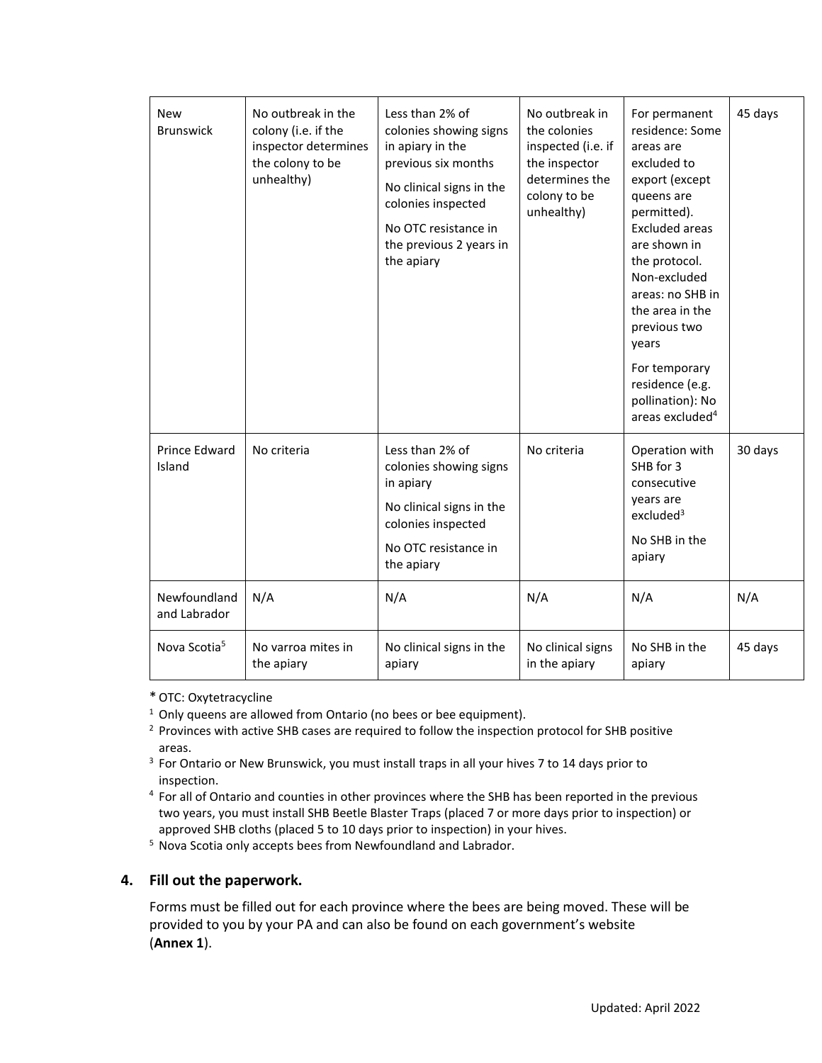| New Brunswick | No outbreak in the colony (i.e. if the inspector determines the colony to be unhealthy) | Less than 2% of colonies showing signs in apiary in the previous six months<br><br>No clinical signs in the colonies inspected<br><br>No OTC resistance in the previous 2 years in the apiary | No outbreak in the colonies inspected (i.e. if the inspector determines the colony to be unhealthy) | For permanent residence: Some areas are excluded to export (except queens are permitted). Excluded areas are shown in the protocol. Non-excluded areas: no SHB in the area in the previous two years<br><br>For temporary residence (e.g. pollination): No areas excluded[4] | 45 days |
|---|---|---|---|---|---|
| Prince Edward Island | No criteria | Less than 2% of colonies showing signs in apiary<br><br>No clinical signs in the colonies inspected<br><br>No OTC resistance in the apiary | No criteria | Operation with SHB for 3 consecutive years are excluded[3]<br><br>No SHB in the apiary | 30 days |
| Newfoundland and Labrador | N/A | N/A | N/A | N/A | N/A |
| Nova Scotia[5] | No varroa mites in the apiary | No clinical signs in the apiary | No clinical signs in the apiary | No SHB in the apiary | 45 days |

* OTC: Oxytetracycline

[1] Only queens are allowed from Ontario (no bees or bee equipment).

[2] Provinces with active SHB cases are required to follow the inspection protocol for SHB positive areas.

[3] For Ontario or New Brunswick, you must install traps in all your hives 7 to 14 days prior to inspection.

[4] For all of Ontario and counties in other provinces where the SHB has been reported in the previous two years, you must install SHB Beetle Blaster Traps (placed 7 or more days prior to inspection) or approved SHB cloths (placed 5 to 10 days prior to inspection) in your hives.

[5] Nova Scotia only accepts bees from Newfoundland and Labrador.

## 4. Fill out the paperwork.

Forms must be filled out for each province where the bees are being moved. These will be provided to you by your PA and can also be found on each government's website (**Annex 1**).

Updated: April 2022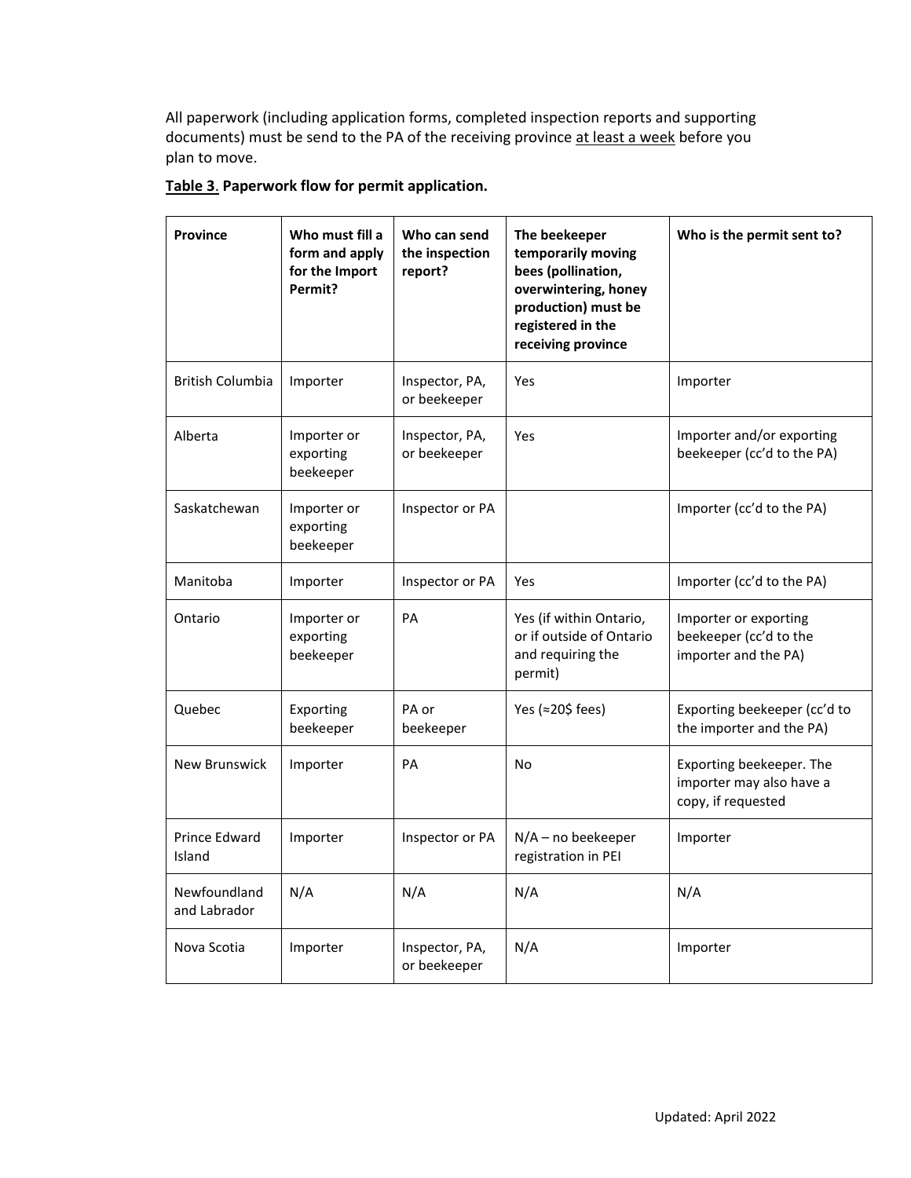All paperwork (including application forms, completed inspection reports and supporting documents) must be send to the PA of the receiving province <u>at least a week</u> before you plan to move.

**<u>Table 3</u>. Paperwork flow for permit application.**

| Province | Who must fill a form and apply for the Import Permit? | Who can send the inspection report? | The beekeeper temporarily moving bees (pollination, overwintering, honey production) must be registered in the receiving province | Who is the permit sent to? |
|---|---|---|---|---|
| British Columbia | Importer | Inspector, PA, or beekeeper | Yes | Importer |
| Alberta | Importer or exporting beekeeper | Inspector, PA, or beekeeper | Yes | Importer and/or exporting beekeeper (cc'd to the PA) |
| Saskatchewan | Importer or exporting beekeeper | Inspector or PA | | Importer (cc'd to the PA) |
| Manitoba | Importer | Inspector or PA | Yes | Importer (cc'd to the PA) |
| Ontario | Importer or exporting beekeeper | PA | Yes (if within Ontario, or if outside of Ontario and requiring the permit) | Importer or exporting beekeeper (cc'd to the importer and the PA) |
| Quebec | Exporting beekeeper | PA or beekeeper | Yes (≈20$ fees) | Exporting beekeeper (cc'd to the importer and the PA) |
| New Brunswick | Importer | PA | No | Exporting beekeeper. The importer may also have a copy, if requested |
| Prince Edward Island | Importer | Inspector or PA | N/A – no beekeeper registration in PEI | Importer |
| Newfoundland and Labrador | N/A | N/A | N/A | N/A |
| Nova Scotia | Importer | Inspector, PA, or beekeeper | N/A | Importer |

Updated: April 2022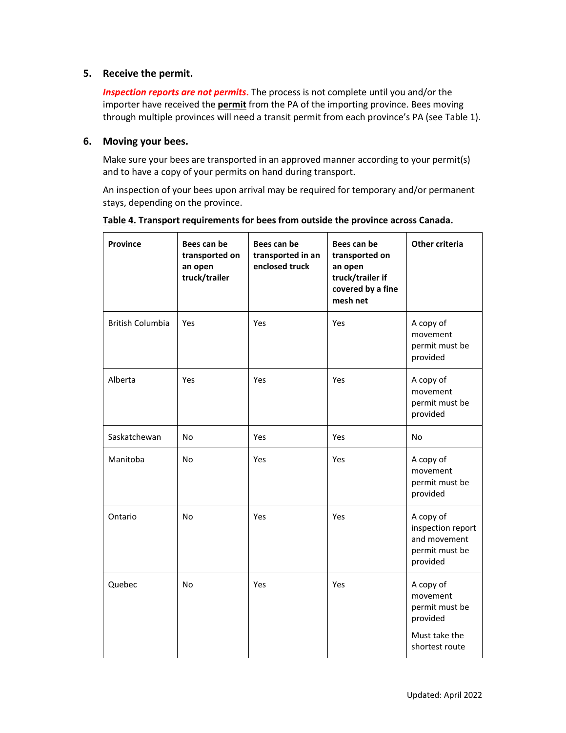5. **Receive the permit.**

   ***Inspection reports are not permits.*** The process is not complete until you and/or the importer have received the **permit** from the PA of the importing province. Bees moving through multiple provinces will need a transit permit from each province's PA (see Table 1).

6. **Moving your bees.**

   Make sure your bees are transported in an approved manner according to your permit(s) and to have a copy of your permits on hand during transport.

   An inspection of your bees upon arrival may be required for temporary and/or permanent stays, depending on the province.

**Table 4. Transport requirements for bees from outside the province across Canada.**

| Province | Bees can be transported on an open truck/trailer | Bees can be transported in an enclosed truck | Bees can be transported on an open truck/trailer if covered by a fine mesh net | Other criteria |
|---|---|---|---|---|
| British Columbia | Yes | Yes | Yes | A copy of movement permit must be provided |
| Alberta | Yes | Yes | Yes | A copy of movement permit must be provided |
| Saskatchewan | No | Yes | Yes | No |
| Manitoba | No | Yes | Yes | A copy of movement permit must be provided |
| Ontario | No | Yes | Yes | A copy of inspection report and movement permit must be provided |
| Quebec | No | Yes | Yes | A copy of movement permit must be provided<br><br>Must take the shortest route |

Updated: April 2022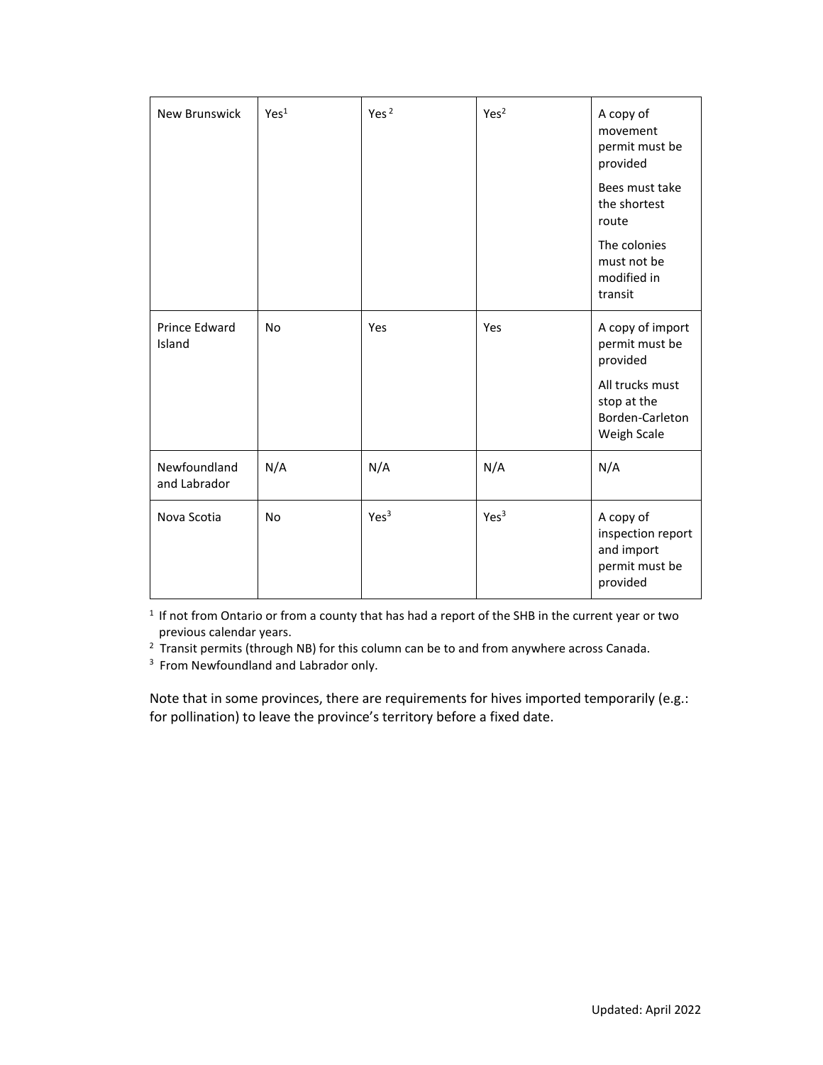| | | | | |
|---|---|---|---|---|
| New Brunswick | Yes[1] | Yes [2] | Yes[2] | A copy of movement permit must be provided<br><br>Bees must take the shortest route<br><br>The colonies must not be modified in transit |
| Prince Edward Island | No | Yes | Yes | A copy of import permit must be provided<br><br>All trucks must stop at the Borden-Carleton Weigh Scale |
| Newfoundland and Labrador | N/A | N/A | N/A | N/A |
| Nova Scotia | No | Yes[3] | Yes[3] | A copy of inspection report and import permit must be provided |

[1] If not from Ontario or from a county that has had a report of the SHB in the current year or two previous calendar years.

[2] Transit permits (through NB) for this column can be to and from anywhere across Canada.

[3] From Newfoundland and Labrador only.

Note that in some provinces, there are requirements for hives imported temporarily (e.g.: for pollination) to leave the province's territory before a fixed date.

Updated: April 2022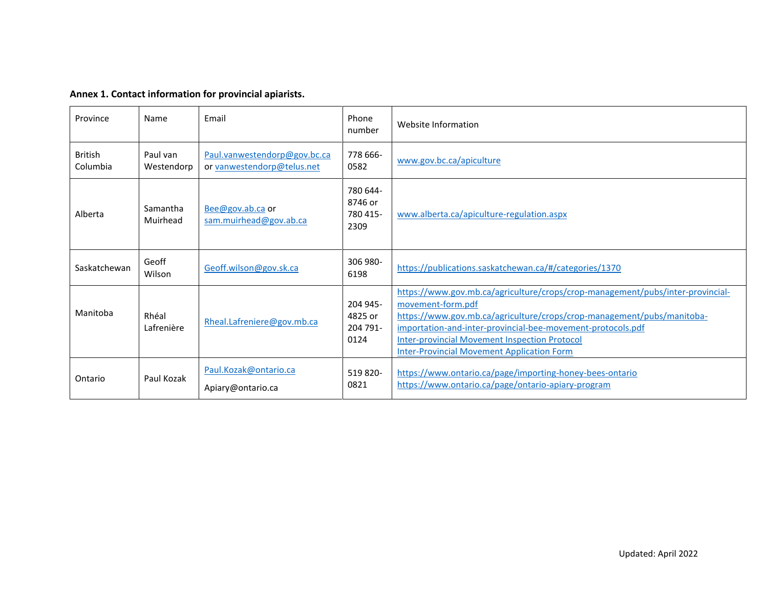**Annex 1. Contact information for provincial apiarists.**

| Province | Name | Email | Phone number | Website Information |
|---|---|---|---|---|
| British Columbia | Paul van Westendorp | Paul.vanwestendorp@gov.bc.ca or vanwestendorp@telus.net | 778 666-0582 | www.gov.bc.ca/apiculture |
| Alberta | Samantha Muirhead | Bee@gov.ab.ca or sam.muirhead@gov.ab.ca | 780 644-8746 or 780 415-2309 | www.alberta.ca/apiculture-regulation.aspx |
| Saskatchewan | Geoff Wilson | Geoff.wilson@gov.sk.ca | 306 980-6198 | https://publications.saskatchewan.ca/#/categories/1370 |
| Manitoba | Rhéal Lafrenière | Rheal.Lafreniere@gov.mb.ca | 204 945-4825 or 204 791-0124 | https://www.gov.mb.ca/agriculture/crops/crop-management/pubs/inter-provincial-movement-form.pdf https://www.gov.mb.ca/agriculture/crops/crop-management/pubs/manitoba-importation-and-inter-provincial-bee-movement-protocols.pdf Inter-provincial Movement Inspection Protocol Inter-Provincial Movement Application Form |
| Ontario | Paul Kozak | Paul.Kozak@ontario.ca Apiary@ontario.ca | 519 820-0821 | https://www.ontario.ca/page/importing-honey-bees-ontario https://www.ontario.ca/page/ontario-apiary-program |

Updated: April 2022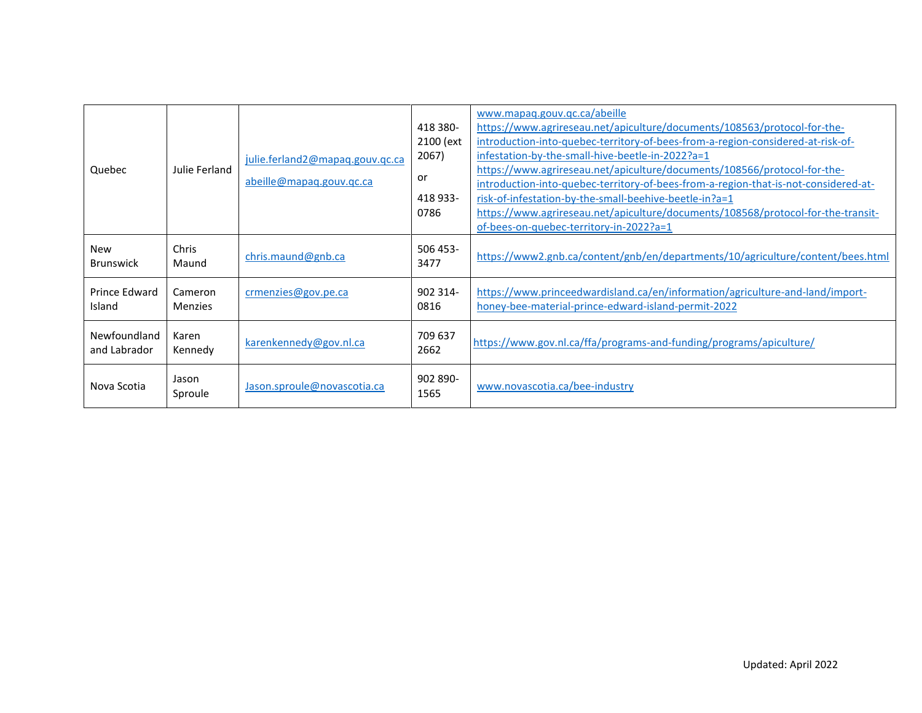| | | | | |
|---|---|---|---|---|
| Quebec | Julie Ferland | julie.ferland2@mapaq.gouv.qc.ca<br>abeille@mapaq.gouv.qc.ca | 418 380-2100 (ext 2067)<br>or<br>418 933-0786 | www.mapaq.gouv.qc.ca/abeille<br>https://www.agrireseau.net/apiculture/documents/108563/protocol-for-the-introduction-into-quebec-territory-of-bees-from-a-region-considered-at-risk-of-infestation-by-the-small-hive-beetle-in-2022?a=1<br>https://www.agrireseau.net/apiculture/documents/108566/protocol-for-the-introduction-into-quebec-territory-of-bees-from-a-region-that-is-not-considered-at-risk-of-infestation-by-the-small-beehive-beetle-in?a=1<br>https://www.agrireseau.net/apiculture/documents/108568/protocol-for-the-transit-of-bees-on-quebec-territory-in-2022?a=1 |
| New Brunswick | Chris Maund | chris.maund@gnb.ca | 506 453-3477 | https://www2.gnb.ca/content/gnb/en/departments/10/agriculture/content/bees.html |
| Prince Edward Island | Cameron Menzies | crmenzies@gov.pe.ca | 902 314-0816 | https://www.princeedwardisland.ca/en/information/agriculture-and-land/import-honey-bee-material-prince-edward-island-permit-2022 |
| Newfoundland and Labrador | Karen Kennedy | karenkennedy@gov.nl.ca | 709 637 2662 | https://www.gov.nl.ca/ffa/programs-and-funding/programs/apiculture/ |
| Nova Scotia | Jason Sproule | Jason.sproule@novascotia.ca | 902 890-1565 | www.novascotia.ca/bee-industry |

Updated: April 2022